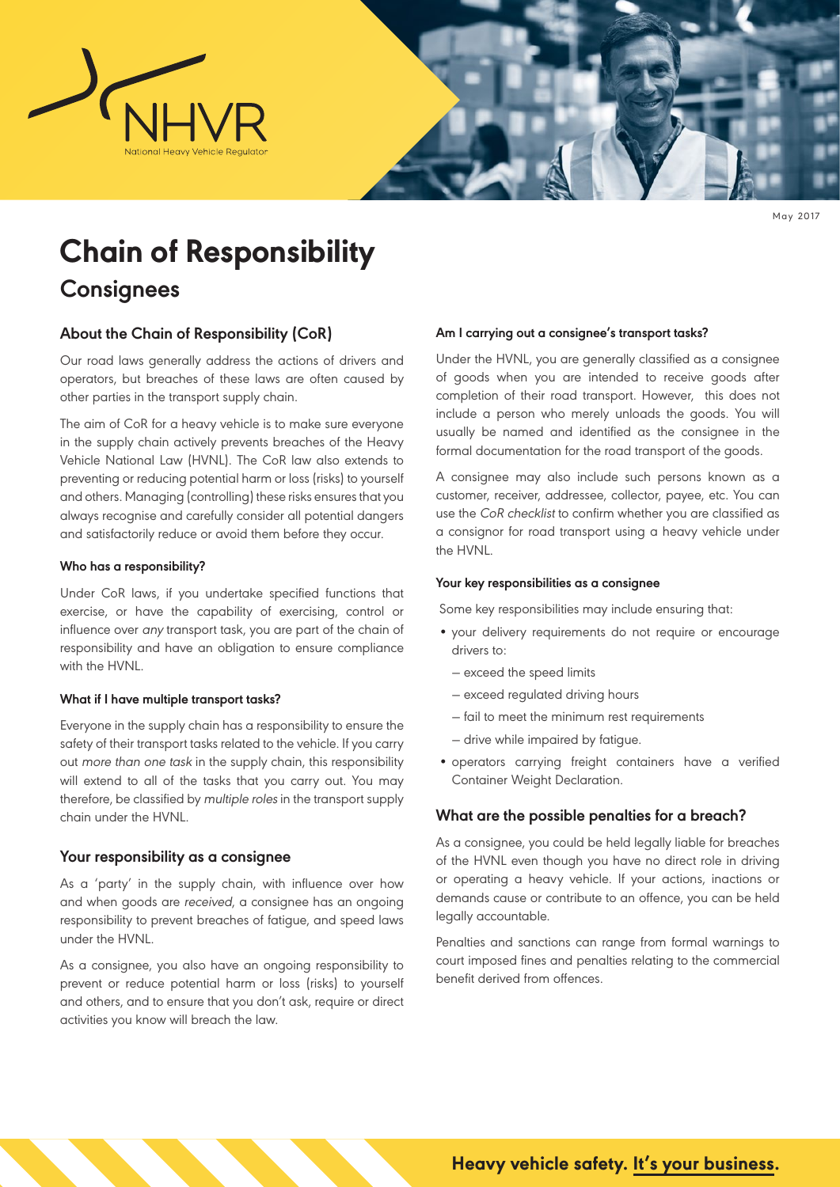NHVR

National Heavy Vehicle Regulator

May 2017

# Chain of Responsibility

## Consignees

### About the Chain of Responsibility (CoR)

Our road laws generally address the actions of drivers and operators, but breaches of these laws are often caused by other parties in the transport supply chain.

The aim of CoR for a heavy vehicle is to make sure everyone in the supply chain actively prevents breaches of the Heavy Vehicle National Law (HVNL). The CoR law also extends to preventing or reducing potential harm or loss (risks) to yourself and others. Managing (controlling) these risks ensures that you always recognise and carefully consider all potential dangers and satisfactorily reduce or avoid them before they occur.

#### Who has a responsibility?

Under CoR laws, if you undertake specified functions that exercise, or have the capability of exercising, control or influence over *any* transport task, you are part of the chain of responsibility and have an obligation to ensure compliance with the HVNL.

#### What if I have multiple transport tasks?

Everyone in the supply chain has a responsibility to ensure the safety of their transport tasks related to the vehicle. If you carry out *more than one task* in the supply chain, this responsibility will extend to all of the tasks that you carry out. You may therefore, be classified by *multiple roles* in the transport supply chain under the HVNL.

### Your responsibility as a consignee

As a 'party' in the supply chain, with influence over how and when goods are *received*, a consignee has an ongoing responsibility to prevent breaches of fatigue, and speed laws under the HVNL.

As a consignee, you also have an ongoing responsibility to prevent or reduce potential harm or loss (risks) to yourself and others, and to ensure that you don't ask, require or direct activities you know will breach the law.

#### Am I carrying out a consignee's transport tasks?

Under the HVNL, you are generally classified as a consignee of goods when you are intended to receive goods after completion of their road transport. However, this does not include a person who merely unloads the goods. You will usually be named and identified as the consignee in the formal documentation for the road transport of the goods.

A consignee may also include such persons known as a customer, receiver, addressee, collector, payee, etc. You can use the *CoR checklist* to confirm whether you are classified as a consignor for road transport using a heavy vehicle under the HVNL.

#### Your key responsibilities as a consignee

Some key responsibilities may include ensuring that:

- your delivery requirements do not require or encourage drivers to:
  - exceed the speed limits
  - exceed regulated driving hours
  - fail to meet the minimum rest requirements
  - drive while impaired by fatigue.
- operators carrying freight containers have a verified Container Weight Declaration.

### What are the possible penalties for a breach?

As a consignee, you could be held legally liable for breaches of the HVNL even though you have no direct role in driving or operating a heavy vehicle. If your actions, inactions or demands cause or contribute to an offence, you can be held legally accountable.

Penalties and sanctions can range from formal warnings to court imposed fines and penalties relating to the commercial benefit derived from offences.

**Heavy vehicle safety. It's your business.**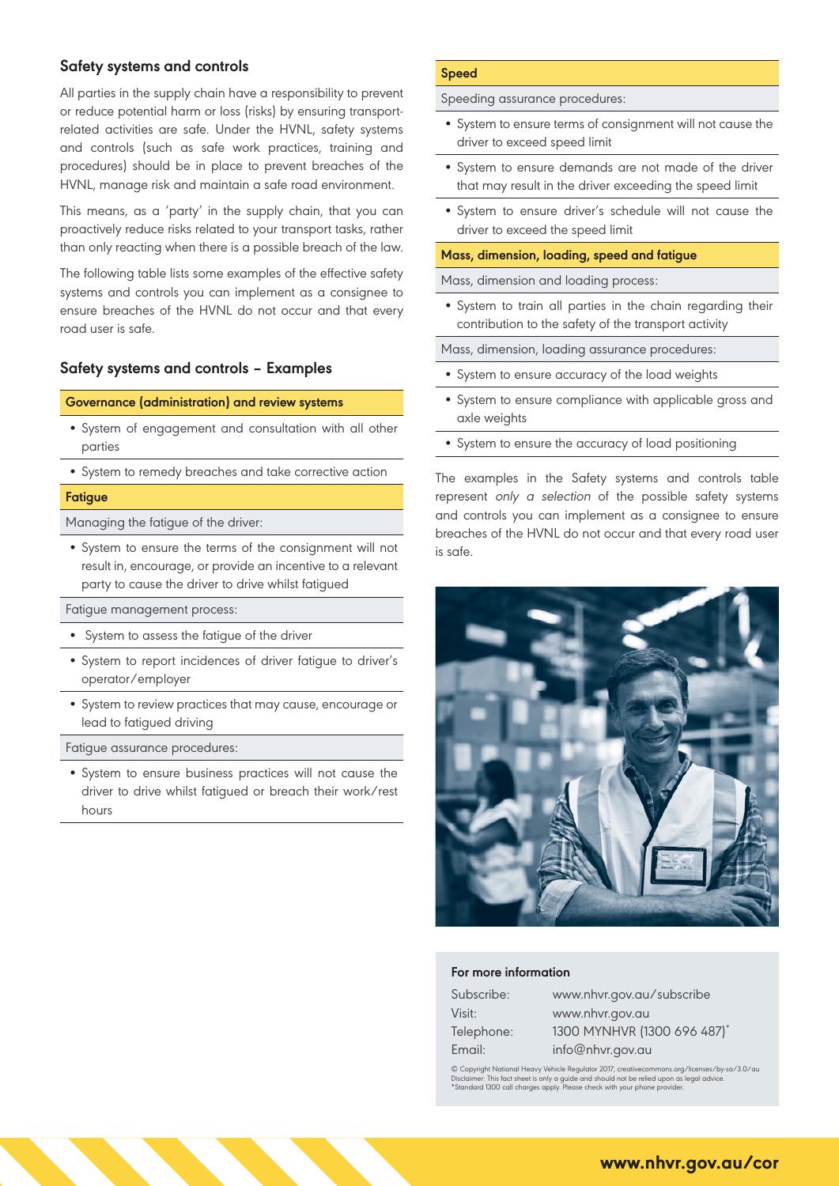## Safety systems and controls

All parties in the supply chain have a responsibility to prevent or reduce potential harm or loss (risks) by ensuring transport-related activities are safe. Under the HVNL, safety systems and controls (such as safe work practices, training and procedures) should be in place to prevent breaches of the HVNL, manage risk and maintain a safe road environment.

This means, as a 'party' in the supply chain, that you can proactively reduce risks related to your transport tasks, rather than only reacting when there is a possible breach of the law.

The following table lists some examples of the effective safety systems and controls you can implement as a consignee to ensure breaches of the HVNL do not occur and that every road user is safe.

## Safety systems and controls – Examples

| **Governance (administration) and review systems** |
|---|
| • System of engagement and consultation with all other parties |
| • System to remedy breaches and take corrective action |
| **Fatigue** |
| Managing the fatigue of the driver: |
| • System to ensure the terms of the consignment will not result in, encourage, or provide an incentive to a relevant party to cause the driver to drive whilst fatigued |
| Fatigue management process: |
| • System to assess the fatigue of the driver |
| • System to report incidences of driver fatigue to driver's operator/employer |
| • System to review practices that may cause, encourage or lead to fatigued driving |
| Fatigue assurance procedures: |
| • System to ensure business practices will not cause the driver to drive whilst fatigued or breach their work/rest hours |
| **Speed** |
| Speeding assurance procedures: |
| • System to ensure terms of consignment will not cause the driver to exceed speed limit |
| • System to ensure demands are not made of the driver that may result in the driver exceeding the speed limit |
| • System to ensure driver's schedule will not cause the driver to exceed the speed limit |
| **Mass, dimension, loading, speed and fatigue** |
| Mass, dimension and loading process: |
| • System to train all parties in the chain regarding their contribution to the safety of the transport activity |
| Mass, dimension, loading assurance procedures: |
| • System to ensure accuracy of the load weights |
| • System to ensure compliance with applicable gross and axle weights |
| • System to ensure the accuracy of load positioning |

The examples in the Safety systems and controls table represent *only a selection* of the possible safety systems and controls you can implement as a consignee to ensure breaches of the HVNL do not occur and that every road user is safe.

### For more information

| | |
|---|---|
| Subscribe: | www.nhvr.gov.au/subscribe |
| Visit: | www.nhvr.gov.au |
| Telephone: | 1300 MYNHVR (1300 696 487)* |
| Email: | info@nhvr.gov.au |

© Copyright National Heavy Vehicle Regulator 2017, creativecommons.org/licenses/by-sa/3.0/au
Disclaimer: This fact sheet is only a guide and should not be relied upon as legal advice.
*Standard 1300 call charges apply. Please check with your phone provider.

www.nhvr.gov.au/cor